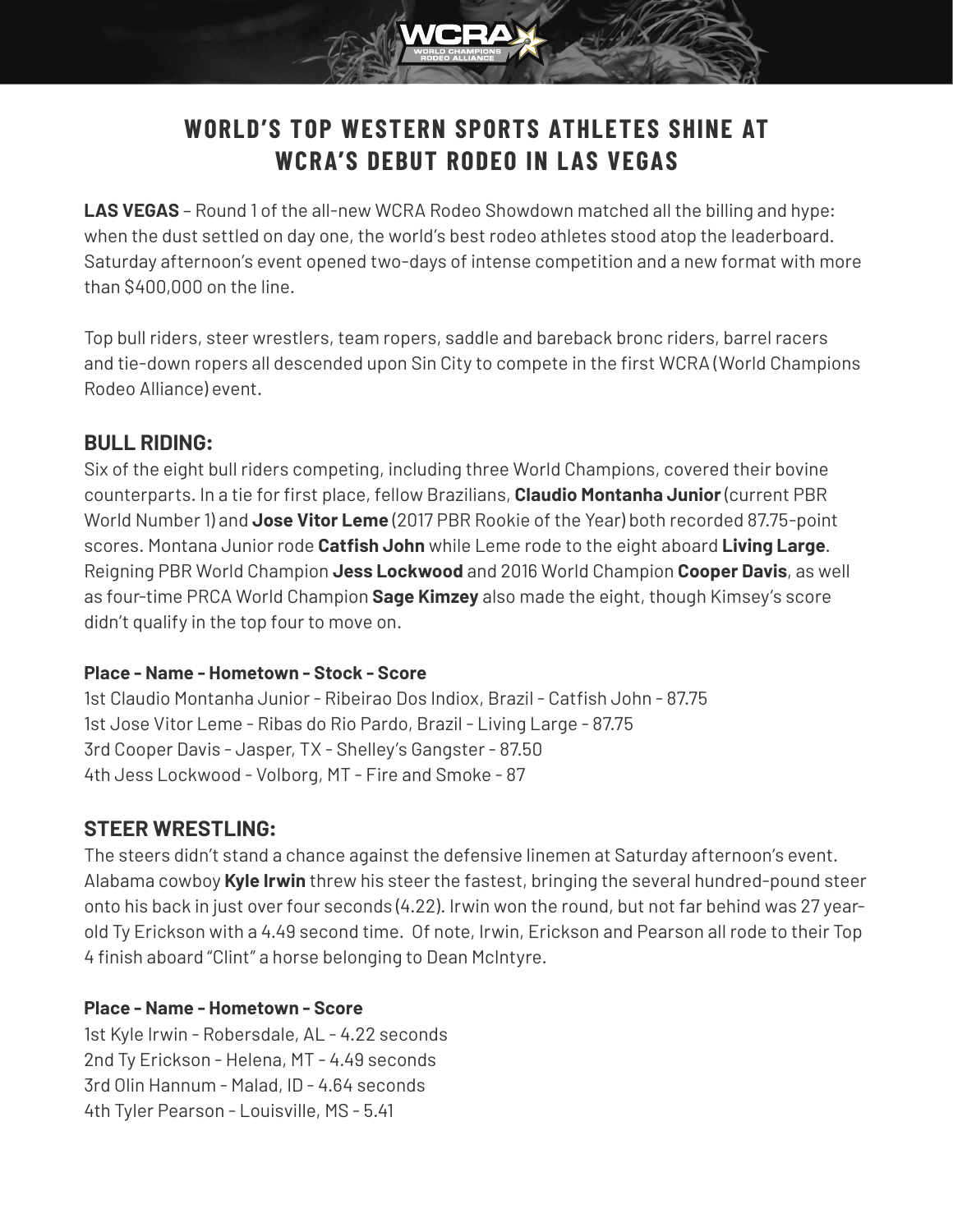# WORLD'S TOP WESTERN SPORTS ATHLETES SHINE AT WCRA'S DEBUT RODEO IN LAS VEGAS

**LAS VEGAS** – Round 1 of the all-new WCRA Rodeo Showdown matched all the billing and hype: when the dust settled on day one, the world's best rodeo athletes stood atop the leaderboard. Saturday afternoon's event opened two-days of intense competition and a new format with more than $400,000 on the line.

Top bull riders, steer wrestlers, team ropers, saddle and bareback bronc riders, barrel racers and tie-down ropers all descended upon Sin City to compete in the first WCRA (World Champions Rodeo Alliance) event.

## BULL RIDING:

Six of the eight bull riders competing, including three World Champions, covered their bovine counterparts. In a tie for first place, fellow Brazilians, **Claudio Montanha Junior** (current PBR World Number 1) and **Jose Vitor Leme** (2017 PBR Rookie of the Year) both recorded 87.75-point scores. Montana Junior rode **Catfish John** while Leme rode to the eight aboard **Living Large**. Reigning PBR World Champion **Jess Lockwood** and 2016 World Champion **Cooper Davis**, as well as four-time PRCA World Champion **Sage Kimzey** also made the eight, though Kimsey's score didn't qualify in the top four to move on.

**Place - Name - Hometown - Stock - Score**

1st Claudio Montanha Junior - Ribeirao Dos Indiox, Brazil - Catfish John - 87.75
1st Jose Vitor Leme - Ribas do Rio Pardo, Brazil - Living Large - 87.75
3rd Cooper Davis - Jasper, TX - Shelley's Gangster - 87.50
4th Jess Lockwood - Volborg, MT - Fire and Smoke - 87

## STEER WRESTLING:

The steers didn't stand a chance against the defensive linemen at Saturday afternoon's event. Alabama cowboy **Kyle Irwin** threw his steer the fastest, bringing the several hundred-pound steer onto his back in just over four seconds (4.22). Irwin won the round, but not far behind was 27 year-old Ty Erickson with a 4.49 second time. Of note, Irwin, Erickson and Pearson all rode to their Top 4 finish aboard "Clint" a horse belonging to Dean McIntyre.

**Place - Name - Hometown - Score**

1st Kyle Irwin - Robersdale, AL - 4.22 seconds
2nd Ty Erickson - Helena, MT - 4.49 seconds
3rd Olin Hannum - Malad, ID - 4.64 seconds
4th Tyler Pearson - Louisville, MS - 5.41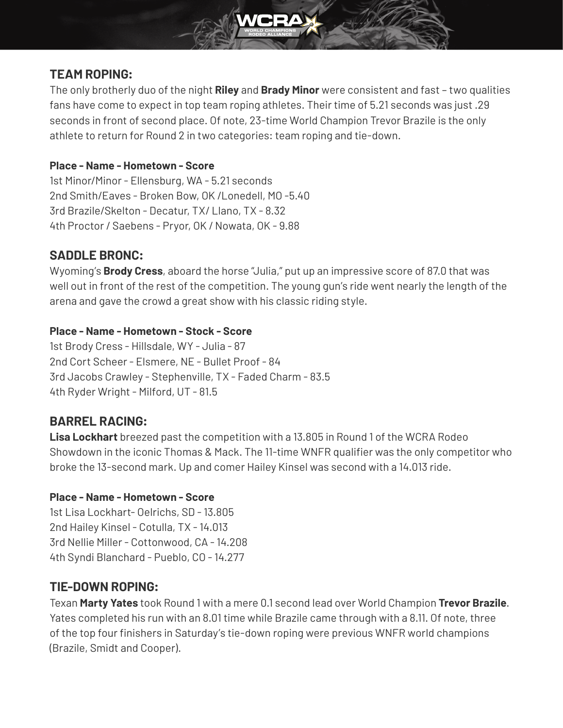## TEAM ROPING:

The only brotherly duo of the night **Riley** and **Brady Minor** were consistent and fast – two qualities fans have come to expect in top team roping athletes. Their time of 5.21 seconds was just .29 seconds in front of second place. Of note, 23-time World Champion Trevor Brazile is the only athlete to return for Round 2 in two categories: team roping and tie-down.

**Place - Name - Hometown - Score**

1st Minor/Minor - Ellensburg, WA - 5.21 seconds
2nd Smith/Eaves - Broken Bow, OK /Lonedell, MO -5.40
3rd Brazile/Skelton - Decatur, TX/ Llano, TX - 8.32
4th Proctor / Saebens - Pryor, OK / Nowata, OK - 9.88

## SADDLE BRONC:

Wyoming's **Brody Cress**, aboard the horse "Julia," put up an impressive score of 87.0 that was well out in front of the rest of the competition. The young gun's ride went nearly the length of the arena and gave the crowd a great show with his classic riding style.

**Place - Name - Hometown - Stock - Score**

1st Brody Cress - Hillsdale, WY - Julia - 87
2nd Cort Scheer - Elsmere, NE - Bullet Proof - 84
3rd Jacobs Crawley - Stephenville, TX - Faded Charm - 83.5
4th Ryder Wright - Milford, UT - 81.5

## BARREL RACING:

**Lisa Lockhart** breezed past the competition with a 13.805 in Round 1 of the WCRA Rodeo Showdown in the iconic Thomas & Mack. The 11-time WNFR qualifier was the only competitor who broke the 13-second mark. Up and comer Hailey Kinsel was second with a 14.013 ride.

**Place - Name - Hometown - Score**

1st Lisa Lockhart- Oelrichs, SD - 13.805
2nd Hailey Kinsel - Cotulla, TX - 14.013
3rd Nellie Miller - Cottonwood, CA - 14.208
4th Syndi Blanchard - Pueblo, CO - 14.277

## TIE-DOWN ROPING:

Texan **Marty Yates** took Round 1 with a mere 0.1 second lead over World Champion **Trevor Brazile**. Yates completed his run with an 8.01 time while Brazile came through with a 8.11. Of note, three of the top four finishers in Saturday's tie-down roping were previous WNFR world champions (Brazile, Smidt and Cooper).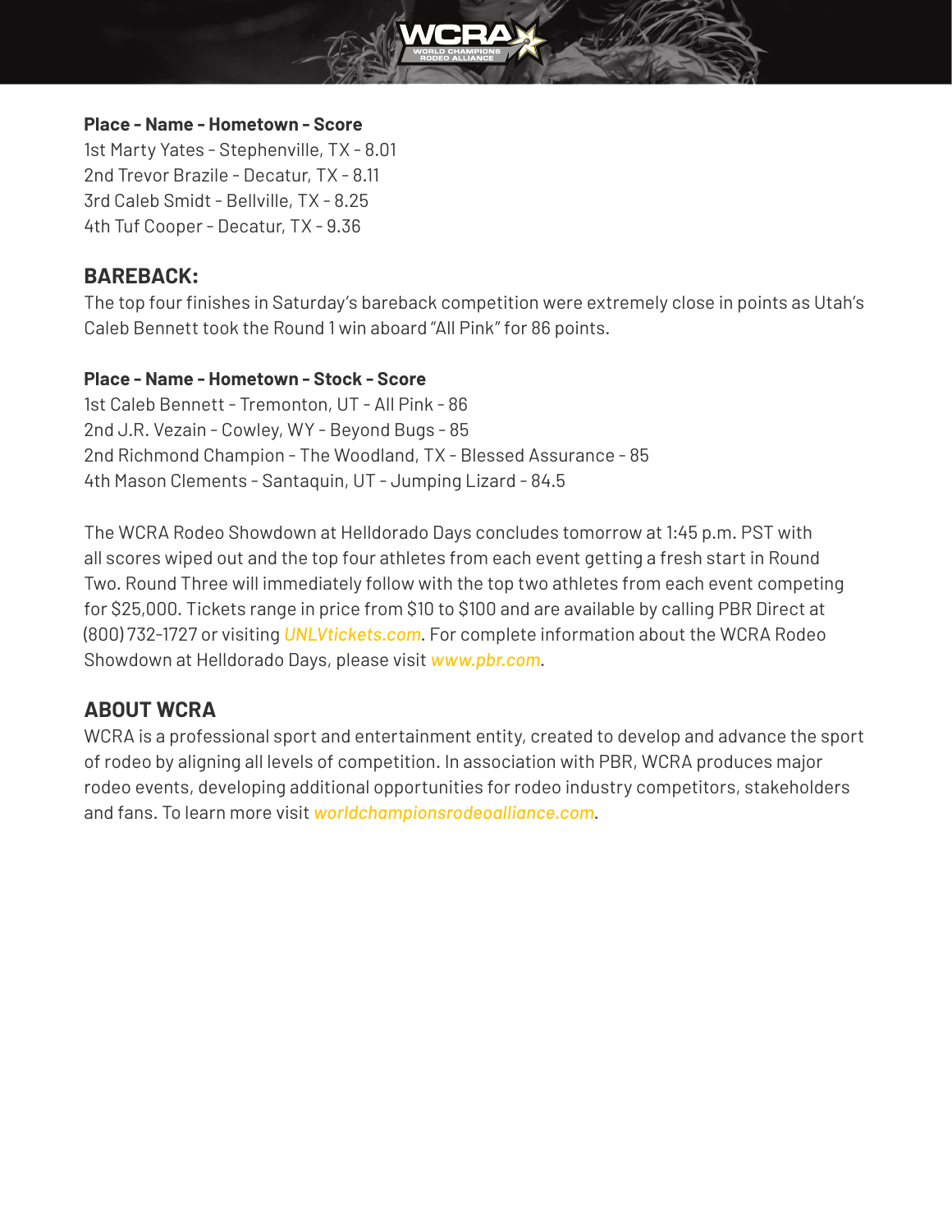**Place - Name - Hometown - Score**
1st Marty Yates - Stephenville, TX - 8.01
2nd Trevor Brazile - Decatur, TX - 8.11
3rd Caleb Smidt - Bellville, TX - 8.25
4th Tuf Cooper - Decatur, TX - 9.36

## BAREBACK:

The top four finishes in Saturday's bareback competition were extremely close in points as Utah's Caleb Bennett took the Round 1 win aboard "All Pink" for 86 points.

**Place - Name - Hometown - Stock - Score**
1st Caleb Bennett - Tremonton, UT - All Pink - 86
2nd J.R. Vezain - Cowley, WY - Beyond Bugs - 85
2nd Richmond Champion - The Woodland, TX - Blessed Assurance - 85
4th Mason Clements - Santaquin, UT - Jumping Lizard - 84.5

The WCRA Rodeo Showdown at Helldorado Days concludes tomorrow at 1:45 p.m. PST with all scores wiped out and the top four athletes from each event getting a fresh start in Round Two. Round Three will immediately follow with the top two athletes from each event competing for $25,000. Tickets range in price from $10 to $100 and are available by calling PBR Direct at (800) 732-1727 or visiting *UNLVtickets.com*. For complete information about the WCRA Rodeo Showdown at Helldorado Days, please visit *www.pbr.com*.

## ABOUT WCRA

WCRA is a professional sport and entertainment entity, created to develop and advance the sport of rodeo by aligning all levels of competition. In association with PBR, WCRA produces major rodeo events, developing additional opportunities for rodeo industry competitors, stakeholders and fans. To learn more visit *worldchampionsrodeoalliance.com*.